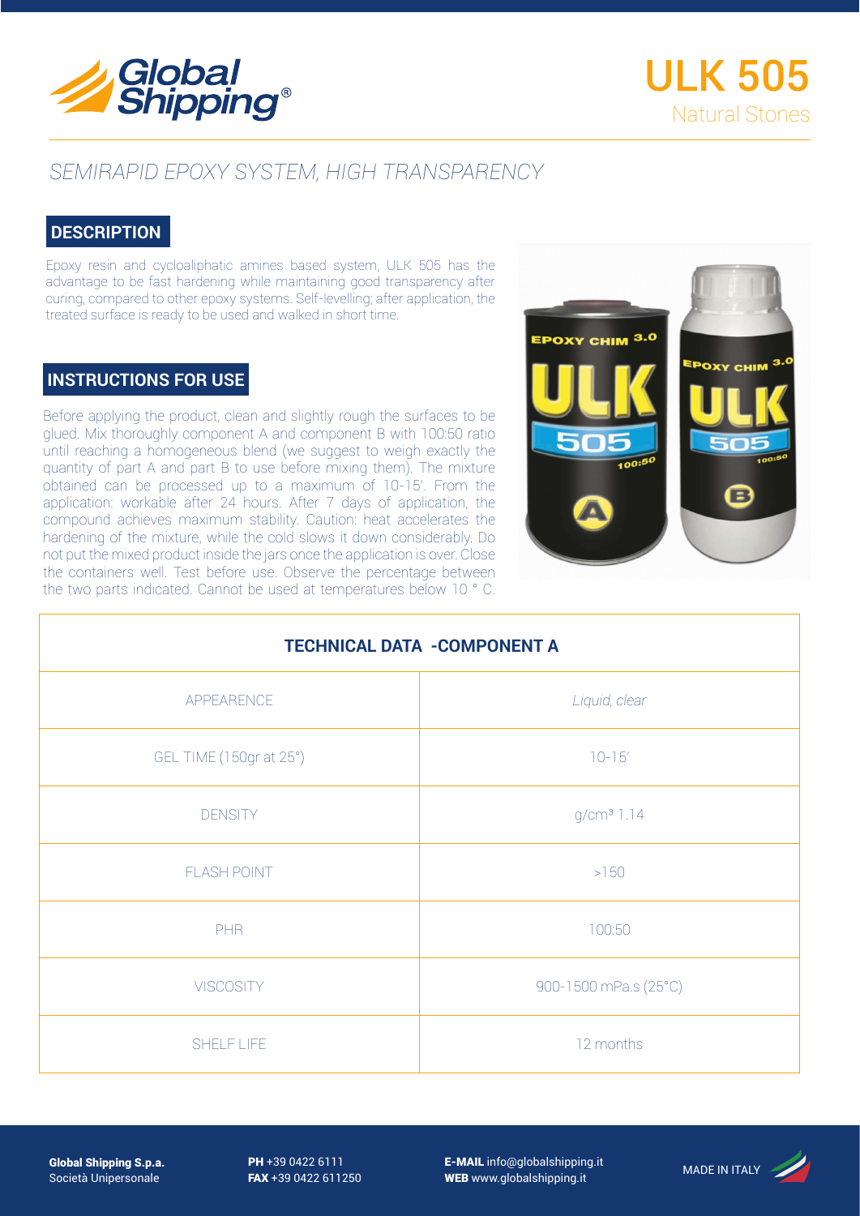Global Shipping®

# ULK 505

Natural Stones

## *SEMIRAPID EPOXY SYSTEM, HIGH TRANSPARENCY*

### DESCRIPTION

Epoxy resin and cycloaliphatic amines based system, ULK 505 has the advantage to be fast hardening while maintaining good transparency after curing, compared to other epoxy systems. Self-levelling; after application, the treated surface is ready to be used and walked in short time.

### INSTRUCTIONS FOR USE

Before applying the product, clean and slightly rough the surfaces to be glued. Mix thoroughly component A and component B with 100:50 ratio until reaching a homogeneous blend (we suggest to weigh exactly the quantity of part A and part B to use before mixing them). The mixture obtained can be processed up to a maximum of 10-15'. From the application: workable after 24 hours. After 7 days of application, the compound achieves maximum stability. Caution: heat accelerates the hardening of the mixture, while the cold slows it down considerably. Do not put the mixed product inside the jars once the application is over. Close the containers well. Test before use. Observe the percentage between the two parts indicated. Cannot be used at temperatures below 10 ° C.

| TECHNICAL DATA -COMPONENT A | |
|---|---|
| APPEARENCE | *Liquid, clear* |
| GEL TIME (150gr at 25°) | 10-15' |
| DENSITY | g/cm³ 1.14 |
| FLASH POINT | >150 |
| PHR | 100:50 |
| VISCOSITY | 900-1500 mPa.s (25°C) |
| SHELF LIFE | 12 months |

**Global Shipping S.p.a.**
Società Unipersonale

**PH** +39 0422 6111
**FAX** +39 0422 611250

**E-MAIL** info@globalshipping.it
**WEB** www.globalshipping.it

MADE IN ITALY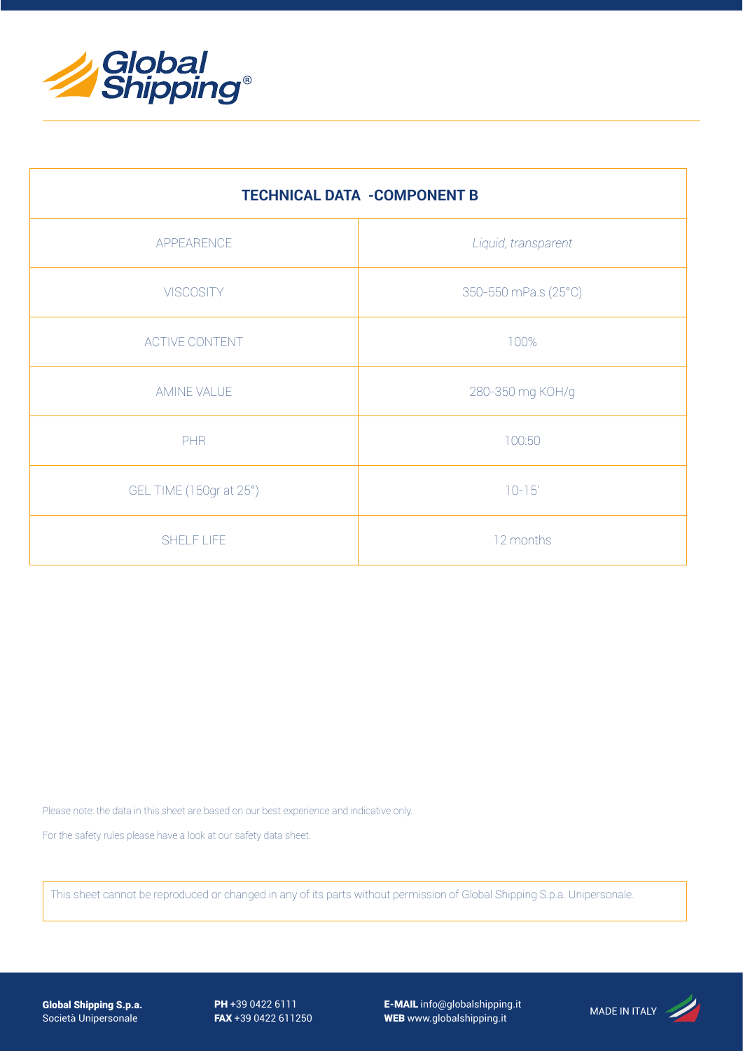| TECHNICAL DATA -COMPONENT B | |
|---|---|
| APPEARENCE | *Liquid, transparent* |
| VISCOSITY | 350-550 mPa.s (25°C) |
| ACTIVE CONTENT | 100% |
| AMINE VALUE | 280-350 mg KOH/g |
| PHR | 100:50 |
| GEL TIME (150gr at 25°) | 10-15' |
| SHELF LIFE | 12 months |

Please note: the data in this sheet are based on our best experience and indicative only.

For the safety rules please have a look at our safety data sheet.

This sheet cannot be reproduced or changed in any of its parts without permission of Global Shipping S.p.a. Unipersonale.

**Global Shipping S.p.a.**
Società Unipersonale

**PH** +39 0422 6111
**FAX** +39 0422 611250

**E-MAIL** info@globalshipping.it
**WEB** www.globalshipping.it

MADE IN ITALY